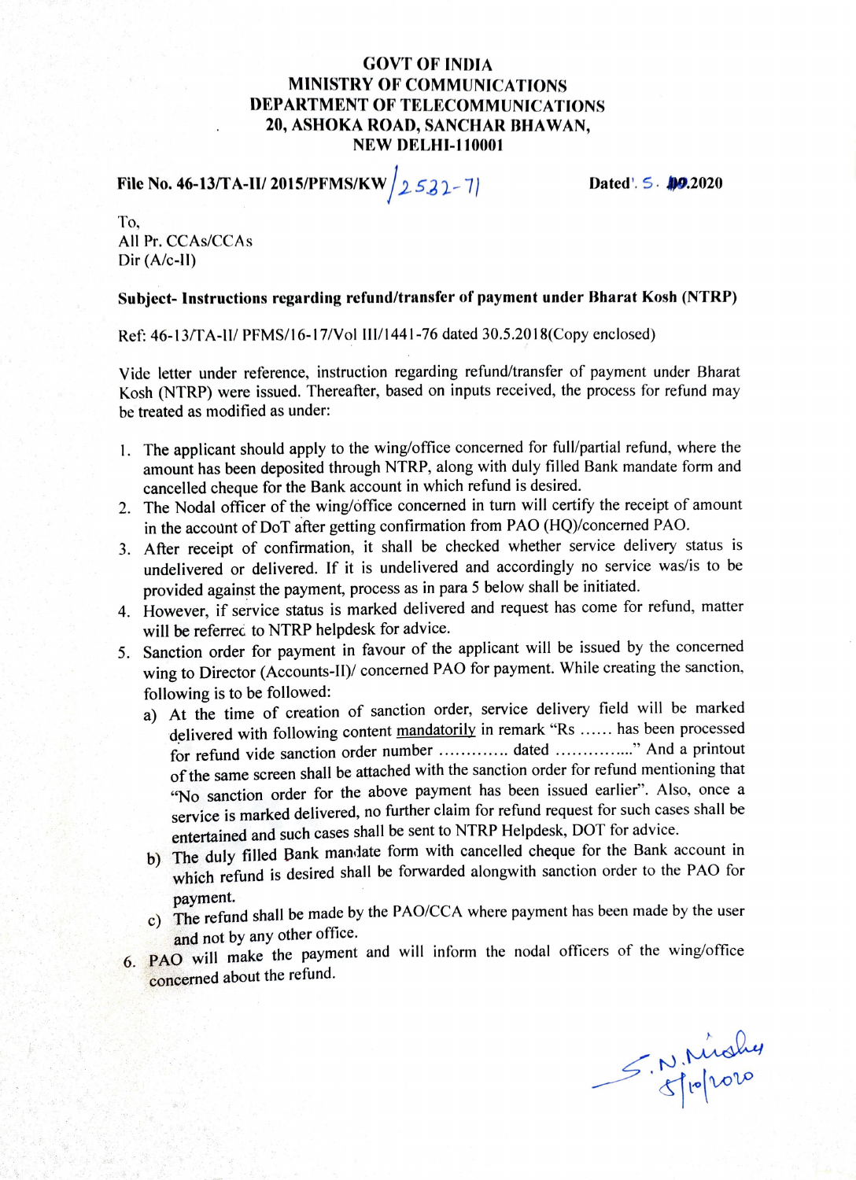**GOVT OF INDIA**
**MINISTRY OF COMMUNICATIONS**
**DEPARTMENT OF TELECOMMUNICATIONS**
**20, ASHOKA ROAD, SANCHAR BHAWAN,**
**NEW DELHI-110001**

**File No. 46-13/TA-II/ 2015/PFMS/KW**/2532-71 **Dated**'. 5. 10.2020

To,
All Pr. CCAs/CCAs
Dir (A/c-II)

**Subject- Instructions regarding refund/transfer of payment under Bharat Kosh (NTRP)**

Ref: 46-13/TA-II/ PFMS/16-17/Vol III/1441-76 dated 30.5.2018(Copy enclosed)

Vide letter under reference, instruction regarding refund/transfer of payment under Bharat Kosh (NTRP) were issued. Thereafter, based on inputs received, the process for refund may be treated as modified as under:

1. The applicant should apply to the wing/office concerned for full/partial refund, where the amount has been deposited through NTRP, along with duly filled Bank mandate form and cancelled cheque for the Bank account in which refund is desired.
2. The Nodal officer of the wing/office concerned in turn will certify the receipt of amount in the account of DoT after getting confirmation from PAO (HQ)/concerned PAO.
3. After receipt of confirmation, it shall be checked whether service delivery status is undelivered or delivered. If it is undelivered and accordingly no service was/is to be provided against the payment, process as in para 5 below shall be initiated.
4. However, if service status is marked delivered and request has come for refund, matter will be referred to NTRP helpdesk for advice.
5. Sanction order for payment in favour of the applicant will be issued by the concerned wing to Director (Accounts-II)/ concerned PAO for payment. While creating the sanction, following is to be followed:
   a) At the time of creation of sanction order, service delivery field will be marked delivered with following content <u>mandatorily</u> in remark "Rs ...... has been processed for refund vide sanction order number ............ dated ..............." And a printout of the same screen shall be attached with the sanction order for refund mentioning that "No sanction order for the above payment has been issued earlier". Also, once a service is marked delivered, no further claim for refund request for such cases shall be entertained and such cases shall be sent to NTRP Helpdesk, DOT for advice.
   b) The duly filled Bank mandate form with cancelled cheque for the Bank account in which refund is desired shall be forwarded alongwith sanction order to the PAO for payment.
   c) The refund shall be made by the PAO/CCA where payment has been made by the user and not by any other office.
6. PAO will make the payment and will inform the nodal officers of the wing/office concerned about the refund.

S.N. Mishra
5/10/2020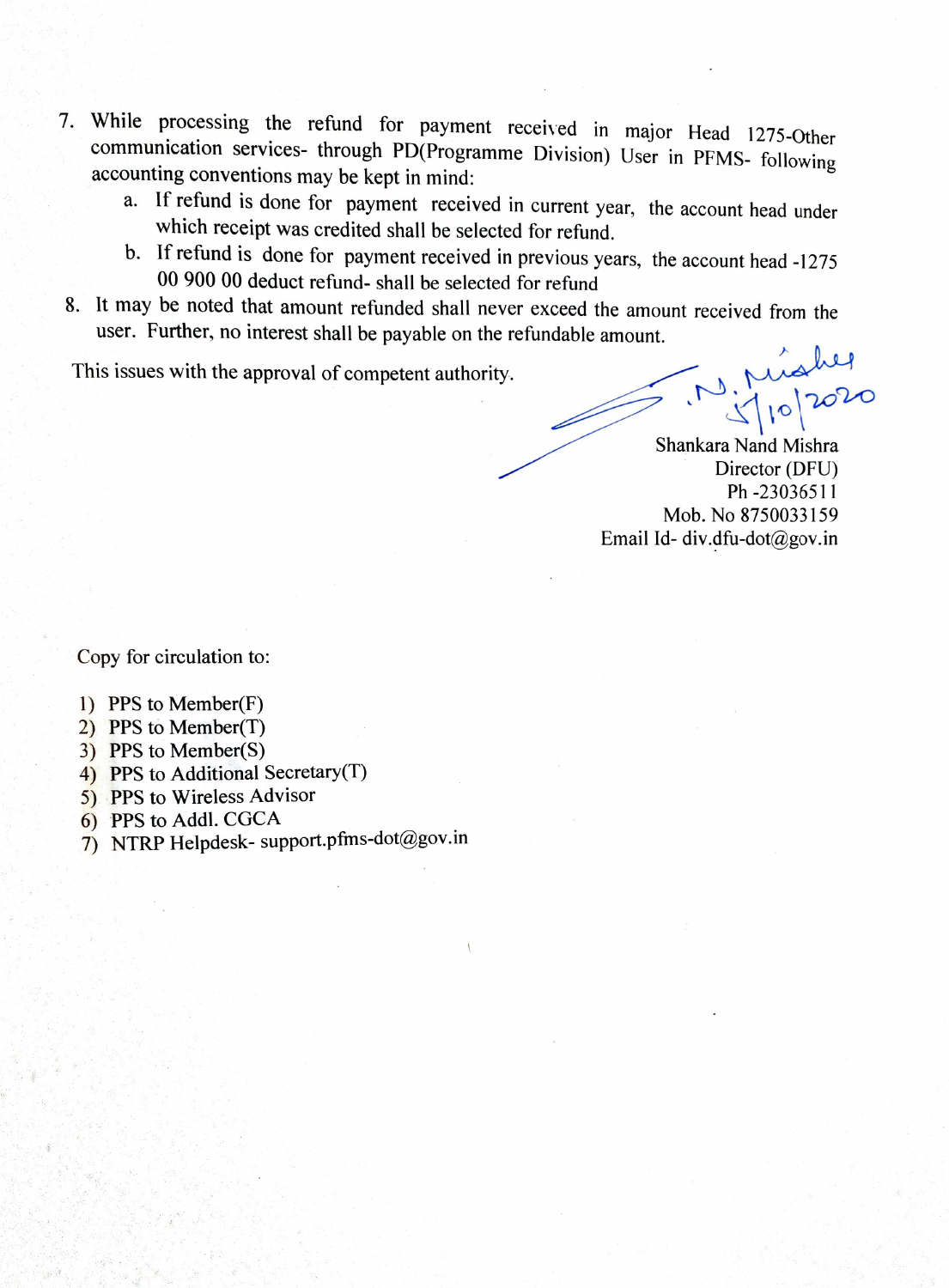7. While processing the refund for payment received in major Head 1275-Other communication services- through PD(Programme Division) User in PFMS- following accounting conventions may be kept in mind:
   a. If refund is done for payment received in current year, the account head under which receipt was credited shall be selected for refund.
   b. If refund is done for payment received in previous years, the account head -1275 00 900 00 deduct refund- shall be selected for refund
8. It may be noted that amount refunded shall never exceed the amount received from the user. Further, no interest shall be payable on the refundable amount.

This issues with the approval of competent authority.

S.N. Mishra
5/10/2020

Shankara Nand Mishra
Director (DFU)
Ph -23036511
Mob. No 8750033159
Email Id- div.dfu-dot@gov.in

Copy for circulation to:

1) PPS to Member(F)
2) PPS to Member(T)
3) PPS to Member(S)
4) PPS to Additional Secretary(T)
5) PPS to Wireless Advisor
6) PPS to Addl. CGCA
7) NTRP Helpdesk- support.pfms-dot@gov.in